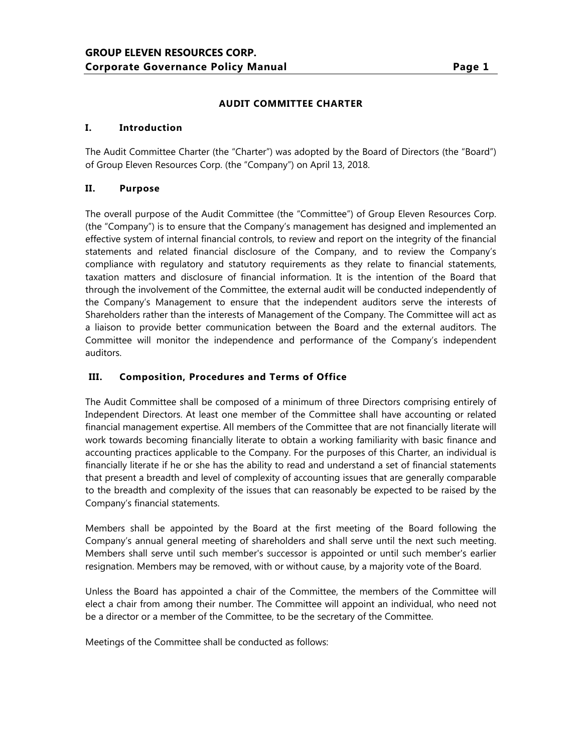## AUDIT COMMITTEE CHARTER

### I. Introduction

The Audit Committee Charter (the "Charter") was adopted by the Board of Directors (the "Board") of Group Eleven Resources Corp. (the "Company") on April 13, 2018.

### II. Purpose

The overall purpose of the Audit Committee (the "Committee") of Group Eleven Resources Corp. (the "Company") is to ensure that the Company's management has designed and implemented an effective system of internal financial controls, to review and report on the integrity of the financial statements and related financial disclosure of the Company, and to review the Company's compliance with regulatory and statutory requirements as they relate to financial statements, taxation matters and disclosure of financial information. It is the intention of the Board that through the involvement of the Committee, the external audit will be conducted independently of the Company's Management to ensure that the independent auditors serve the interests of Shareholders rather than the interests of Management of the Company. The Committee will act as a liaison to provide better communication between the Board and the external auditors. The Committee will monitor the independence and performance of the Company's independent auditors.

### III. Composition, Procedures and Terms of Office

The Audit Committee shall be composed of a minimum of three Directors comprising entirely of Independent Directors. At least one member of the Committee shall have accounting or related financial management expertise. All members of the Committee that are not financially literate will work towards becoming financially literate to obtain a working familiarity with basic finance and accounting practices applicable to the Company. For the purposes of this Charter, an individual is financially literate if he or she has the ability to read and understand a set of financial statements that present a breadth and level of complexity of accounting issues that are generally comparable to the breadth and complexity of the issues that can reasonably be expected to be raised by the Company's financial statements.

Members shall be appointed by the Board at the first meeting of the Board following the Company's annual general meeting of shareholders and shall serve until the next such meeting. Members shall serve until such member's successor is appointed or until such member's earlier resignation. Members may be removed, with or without cause, by a majority vote of the Board.

Unless the Board has appointed a chair of the Committee, the members of the Committee will elect a chair from among their number. The Committee will appoint an individual, who need not be a director or a member of the Committee, to be the secretary of the Committee.

Meetings of the Committee shall be conducted as follows: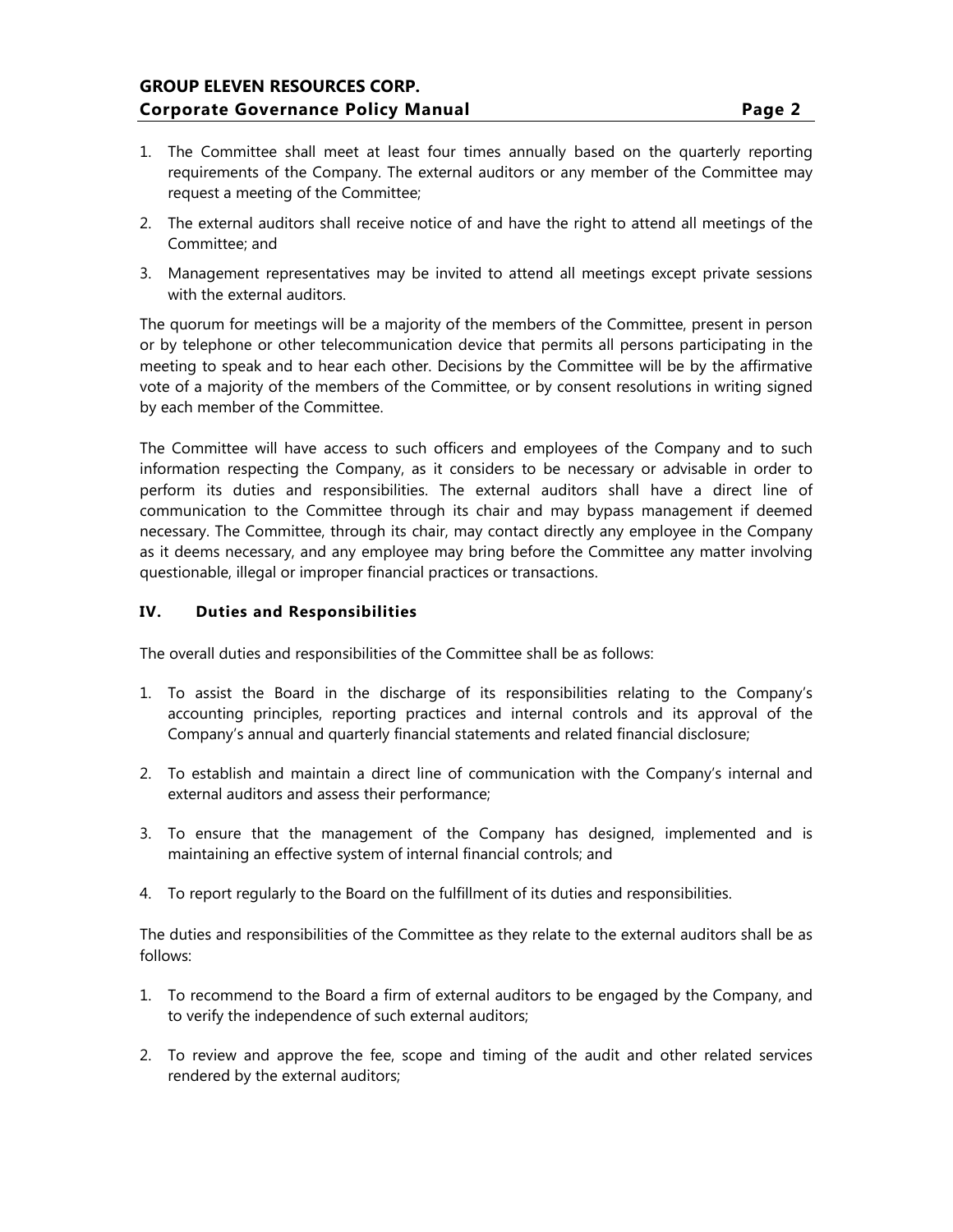1. The Committee shall meet at least four times annually based on the quarterly reporting requirements of the Company. The external auditors or any member of the Committee may request a meeting of the Committee;
2. The external auditors shall receive notice of and have the right to attend all meetings of the Committee; and
3. Management representatives may be invited to attend all meetings except private sessions with the external auditors.

The quorum for meetings will be a majority of the members of the Committee, present in person or by telephone or other telecommunication device that permits all persons participating in the meeting to speak and to hear each other. Decisions by the Committee will be by the affirmative vote of a majority of the members of the Committee, or by consent resolutions in writing signed by each member of the Committee.

The Committee will have access to such officers and employees of the Company and to such information respecting the Company, as it considers to be necessary or advisable in order to perform its duties and responsibilities. The external auditors shall have a direct line of communication to the Committee through its chair and may bypass management if deemed necessary. The Committee, through its chair, may contact directly any employee in the Company as it deems necessary, and any employee may bring before the Committee any matter involving questionable, illegal or improper financial practices or transactions.

## IV. Duties and Responsibilities

The overall duties and responsibilities of the Committee shall be as follows:

1. To assist the Board in the discharge of its responsibilities relating to the Company's accounting principles, reporting practices and internal controls and its approval of the Company's annual and quarterly financial statements and related financial disclosure;
2. To establish and maintain a direct line of communication with the Company's internal and external auditors and assess their performance;
3. To ensure that the management of the Company has designed, implemented and is maintaining an effective system of internal financial controls; and
4. To report regularly to the Board on the fulfillment of its duties and responsibilities.

The duties and responsibilities of the Committee as they relate to the external auditors shall be as follows:

1. To recommend to the Board a firm of external auditors to be engaged by the Company, and to verify the independence of such external auditors;
2. To review and approve the fee, scope and timing of the audit and other related services rendered by the external auditors;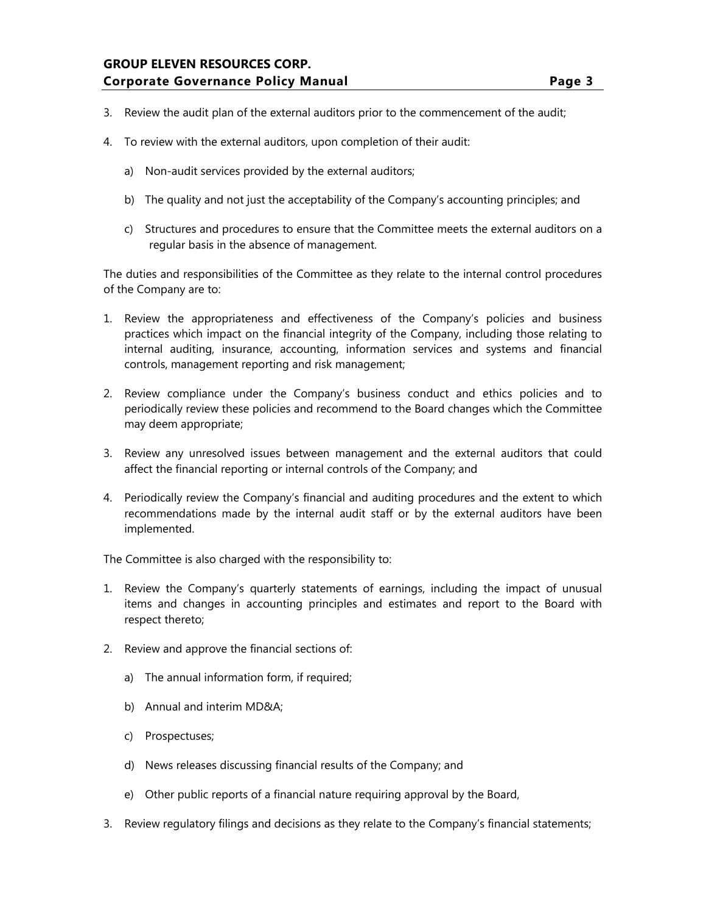3. Review the audit plan of the external auditors prior to the commencement of the audit;

4. To review with the external auditors, upon completion of their audit:

   a) Non-audit services provided by the external auditors;

   b) The quality and not just the acceptability of the Company's accounting principles; and

   c) Structures and procedures to ensure that the Committee meets the external auditors on a regular basis in the absence of management.

The duties and responsibilities of the Committee as they relate to the internal control procedures of the Company are to:

1. Review the appropriateness and effectiveness of the Company's policies and business practices which impact on the financial integrity of the Company, including those relating to internal auditing, insurance, accounting, information services and systems and financial controls, management reporting and risk management;

2. Review compliance under the Company's business conduct and ethics policies and to periodically review these policies and recommend to the Board changes which the Committee may deem appropriate;

3. Review any unresolved issues between management and the external auditors that could affect the financial reporting or internal controls of the Company; and

4. Periodically review the Company's financial and auditing procedures and the extent to which recommendations made by the internal audit staff or by the external auditors have been implemented.

The Committee is also charged with the responsibility to:

1. Review the Company's quarterly statements of earnings, including the impact of unusual items and changes in accounting principles and estimates and report to the Board with respect thereto;

2. Review and approve the financial sections of:

   a) The annual information form, if required;

   b) Annual and interim MD&A;

   c) Prospectuses;

   d) News releases discussing financial results of the Company; and

   e) Other public reports of a financial nature requiring approval by the Board,

3. Review regulatory filings and decisions as they relate to the Company's financial statements;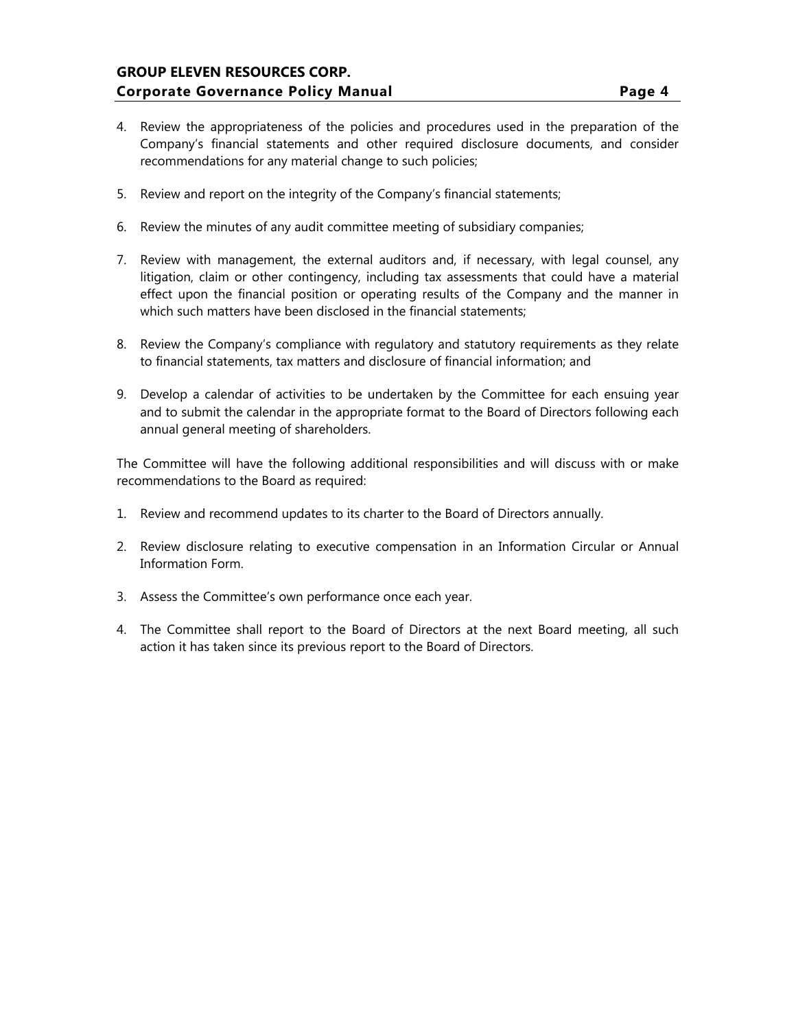4. Review the appropriateness of the policies and procedures used in the preparation of the Company's financial statements and other required disclosure documents, and consider recommendations for any material change to such policies;

5. Review and report on the integrity of the Company's financial statements;

6. Review the minutes of any audit committee meeting of subsidiary companies;

7. Review with management, the external auditors and, if necessary, with legal counsel, any litigation, claim or other contingency, including tax assessments that could have a material effect upon the financial position or operating results of the Company and the manner in which such matters have been disclosed in the financial statements;

8. Review the Company's compliance with regulatory and statutory requirements as they relate to financial statements, tax matters and disclosure of financial information; and

9. Develop a calendar of activities to be undertaken by the Committee for each ensuing year and to submit the calendar in the appropriate format to the Board of Directors following each annual general meeting of shareholders.

The Committee will have the following additional responsibilities and will discuss with or make recommendations to the Board as required:

1. Review and recommend updates to its charter to the Board of Directors annually.

2. Review disclosure relating to executive compensation in an Information Circular or Annual Information Form.

3. Assess the Committee's own performance once each year.

4. The Committee shall report to the Board of Directors at the next Board meeting, all such action it has taken since its previous report to the Board of Directors.